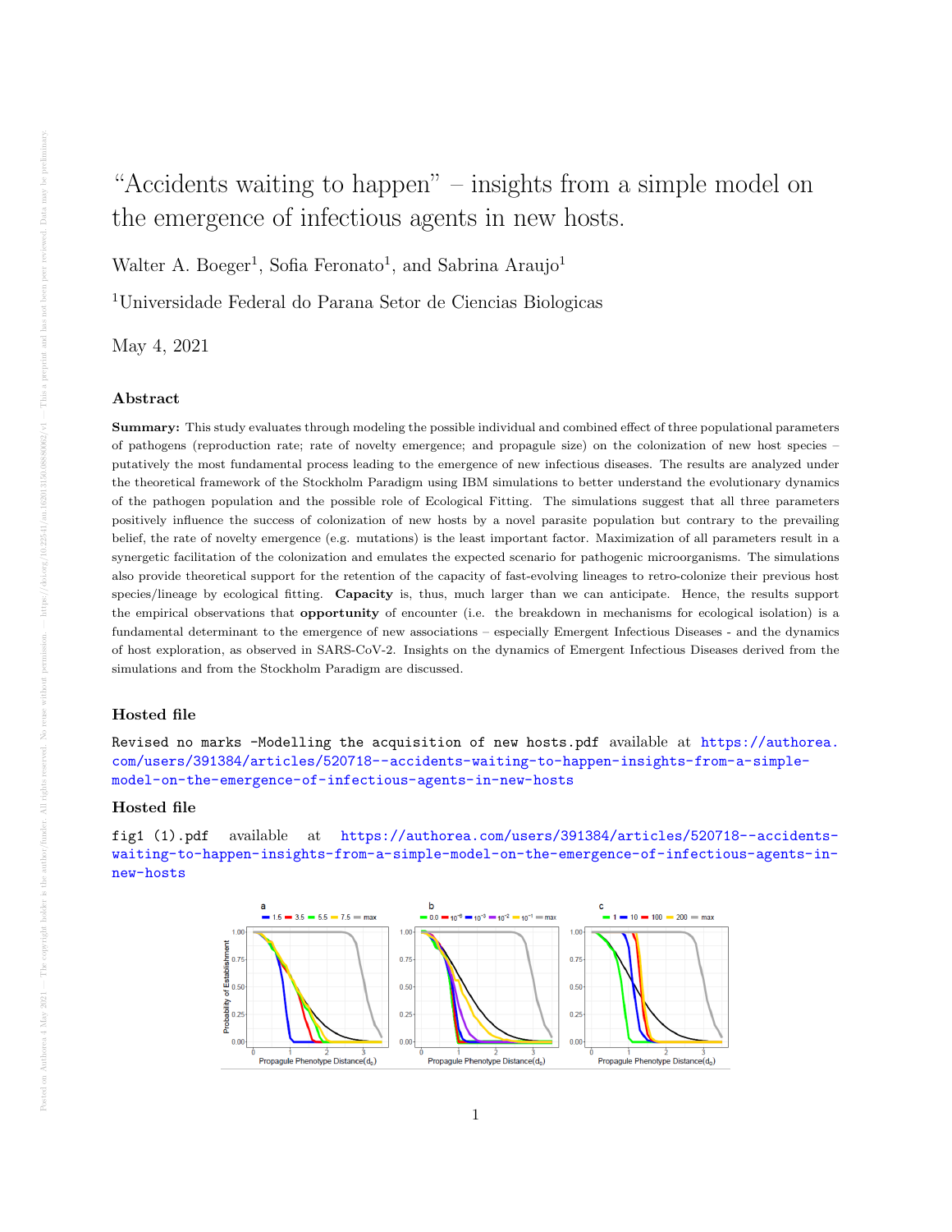# "Accidents waiting to happen" – insights from a simple model on the emergence of infectious agents in new hosts.

Walter A. Boeger[1], Sofia Feronato[1], and Sabrina Araujo[1]

[1]Universidade Federal do Parana Setor de Ciencias Biologicas

May 4, 2021

## Abstract

**Summary:** This study evaluates through modeling the possible individual and combined effect of three populational parameters of pathogens (reproduction rate; rate of novelty emergence; and propagule size) on the colonization of new host species – putatively the most fundamental process leading to the emergence of new infectious diseases. The results are analyzed under the theoretical framework of the Stockholm Paradigm using IBM simulations to better understand the evolutionary dynamics of the pathogen population and the possible role of Ecological Fitting. The simulations suggest that all three parameters positively influence the success of colonization of new hosts by a novel parasite population but contrary to the prevailing belief, the rate of novelty emergence (e.g. mutations) is the least important factor. Maximization of all parameters result in a synergetic facilitation of the colonization and emulates the expected scenario for pathogenic microorganisms. The simulations also provide theoretical support for the retention of the capacity of fast-evolving lineages to retro-colonize their previous host species/lineage by ecological fitting. **Capacity** is, thus, much larger than we can anticipate. Hence, the results support the empirical observations that **opportunity** of encounter (i.e. the breakdown in mechanisms for ecological isolation) is a fundamental determinant to the emergence of new associations – especially Emergent Infectious Diseases - and the dynamics of host exploration, as observed in SARS-CoV-2. Insights on the dynamics of Emergent Infectious Diseases derived from the simulations and from the Stockholm Paradigm are discussed.

### Hosted file

`Revised no marks -Modelling the acquisition of new hosts.pdf` available at https://authorea.com/users/391384/articles/520718--accidents-waiting-to-happen-insights-from-a-simple-model-on-the-emergence-of-infectious-agents-in-new-hosts

### Hosted file

`fig1 (1).pdf` available at https://authorea.com/users/391384/articles/520718--accidents-waiting-to-happen-insights-from-a-simple-model-on-the-emergence-of-infectious-agents-in-new-hosts

a
1.5 3.5 5.5 7.5 max
Probability of Establishment
1.00 0.75 0.50 0.25 0.00
0 1 2 3
Propagule Phenotype Distance($d_0$)

b
0.0 $10^{-6}$ $10^{-3}$ $10^{-2}$ $10^{-1}$ max
1.00 0.75 0.50 0.25 0.00
0 1 2 3
Propagule Phenotype Distance($d_0$)

c
1 10 100 200 max
1.00 0.75 0.50 0.25 0.00
0 1 2 3
Propagule Phenotype Distance($d_0$)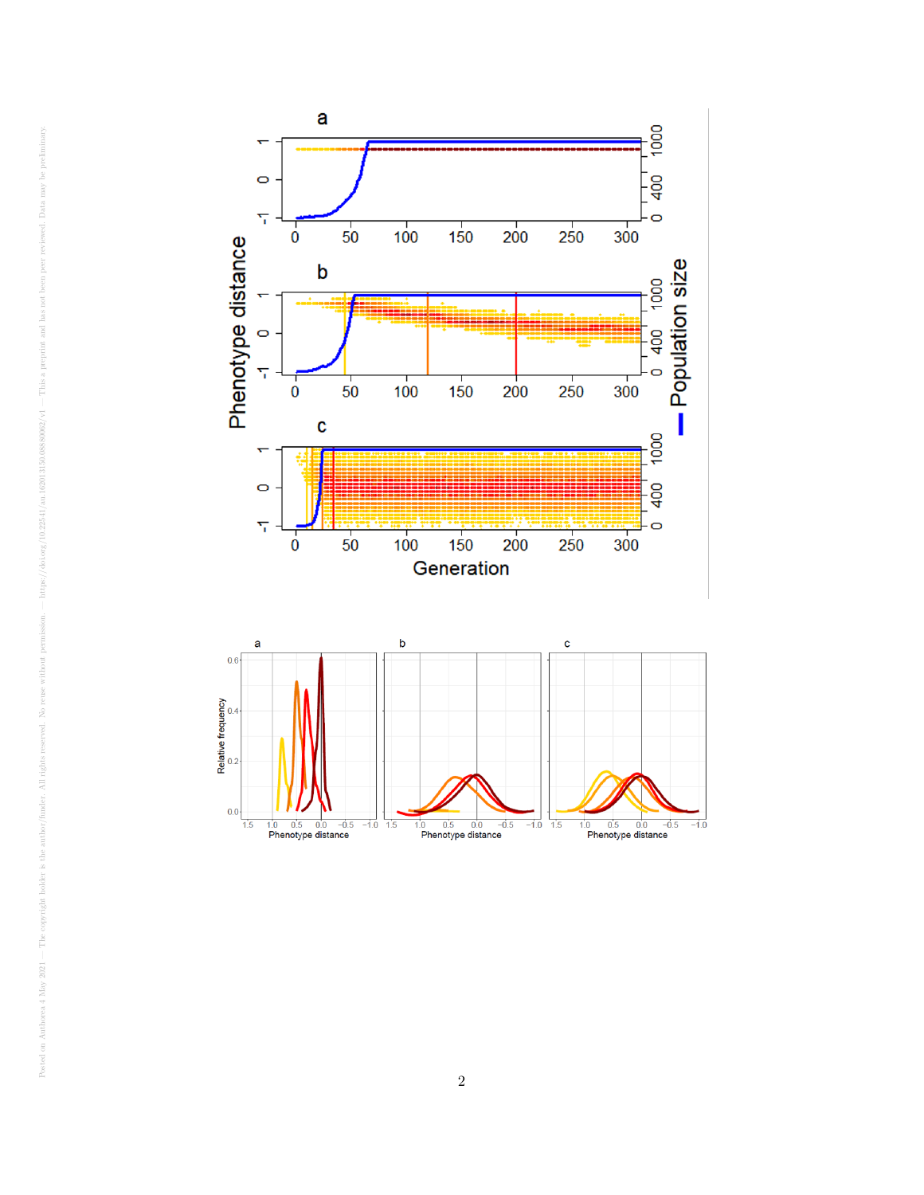a

1
0
-1
0 50 100 150 200 250 300
1000
400
0

b

1
0
-1
0 50 100 150 200 250 300
1000
400
0

c

1
0
-1
0 50 100 150 200 250 300
1000
400
0

Phenotype distance

Population size

Generation

a

0.6
0.4
0.2
0.0
1.5 1.0 0.5 0.0 −0.5 −1.0
Relative frequency
Phenotype distance

b

1.5 1.0 0.5 0.0 −0.5 −1.0
Phenotype distance

c

1.5 1.0 0.5 0.0 −0.5 −1.0
Phenotype distance